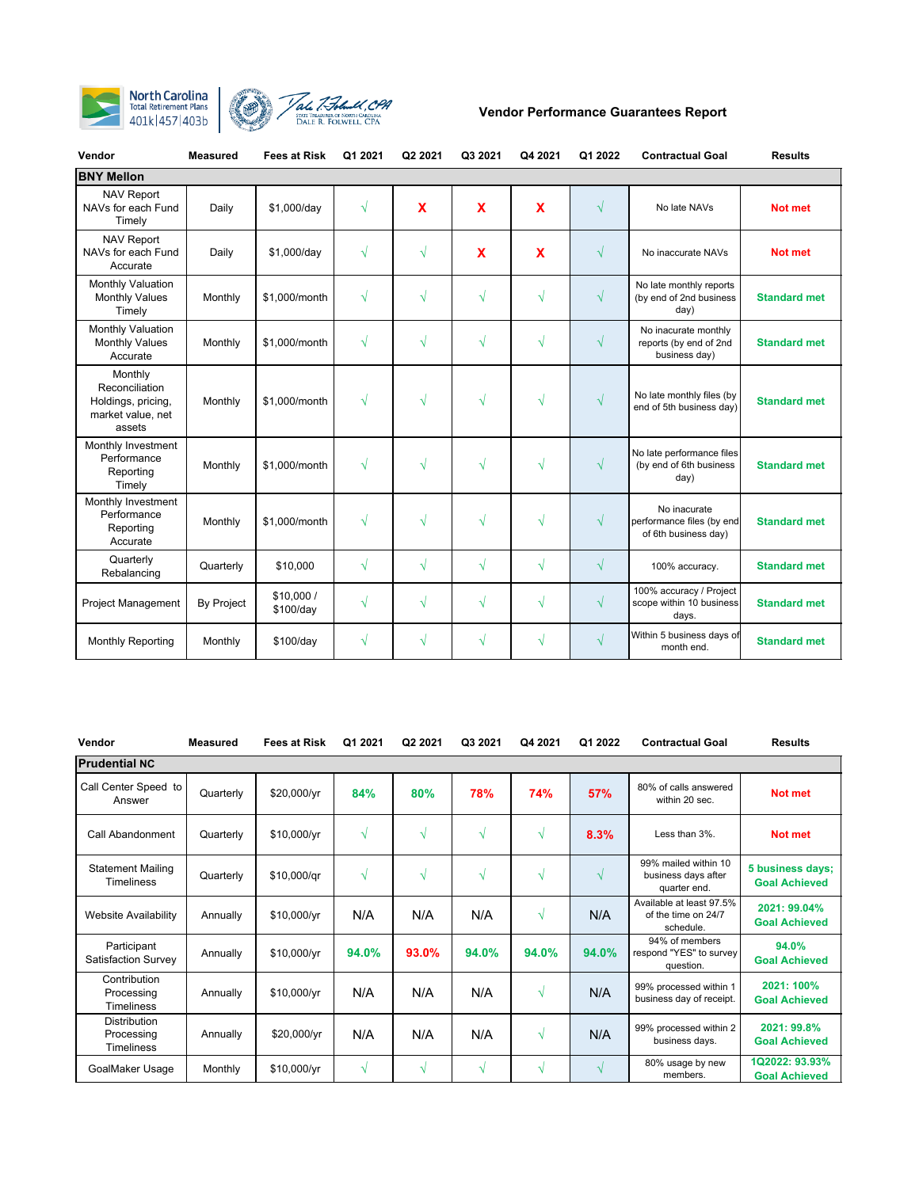North Carolina Total Retirement Plans 401k|457|403b

Dale R. Folwell, CPA — State Treasurer of North Carolina

# Vendor Performance Guarantees Report

| Vendor | Measured | Fees at Risk | Q1 2021 | Q2 2021 | Q3 2021 | Q4 2021 | Q1 2022 | Contractual Goal | Results |
|---|---|---|---|---|---|---|---|---|---|
| **BNY Mellon** | | | | | | | | | |
| NAV Report NAVs for each Fund Timely | Daily | $1,000/day | √ | X | X | X | √ | No late NAVs | Not met |
| NAV Report NAVs for each Fund Accurate | Daily | $1,000/day | √ | √ | X | X | √ | No inaccurate NAVs | Not met |
| Monthly Valuation Monthly Values Timely | Monthly | $1,000/month | √ | √ | √ | √ | √ | No late monthly reports (by end of 2nd business day) | Standard met |
| Monthly Valuation Monthly Values Accurate | Monthly | $1,000/month | √ | √ | √ | √ | √ | No inacurate monthly reports (by end of 2nd business day) | Standard met |
| Monthly Reconciliation Holdings, pricing, market value, net assets | Monthly | $1,000/month | √ | √ | √ | √ | √ | No late monthly files (by end of 5th business day) | Standard met |
| Monthly Investment Performance Reporting Timely | Monthly | $1,000/month | √ | √ | √ | √ | √ | No late performance files (by end of 6th business day) | Standard met |
| Monthly Investment Performance Reporting Accurate | Monthly | $1,000/month | √ | √ | √ | √ | √ | No inacurate performance files (by end of 6th business day) | Standard met |
| Quarterly Rebalancing | Quarterly | $10,000 | √ | √ | √ | √ | √ | 100% accuracy. | Standard met |
| Project Management | By Project | $10,000 / $100/day | √ | √ | √ | √ | √ | 100% accuracy / Project scope within 10 business days. | Standard met |
| Monthly Reporting | Monthly | $100/day | √ | √ | √ | √ | √ | Within 5 business days of month end. | Standard met |

| Vendor | Measured | Fees at Risk | Q1 2021 | Q2 2021 | Q3 2021 | Q4 2021 | Q1 2022 | Contractual Goal | Results |
|---|---|---|---|---|---|---|---|---|---|
| **Prudential NC** | | | | | | | | | |
| Call Center Speed to Answer | Quarterly | $20,000/yr | 84% | 80% | 78% | 74% | 57% | 80% of calls answered within 20 sec. | Not met |
| Call Abandonment | Quarterly | $10,000/yr | √ | √ | √ | √ | 8.3% | Less than 3%. | Not met |
| Statement Mailing Timeliness | Quarterly | $10,000/qr | √ | √ | √ | √ | √ | 99% mailed within 10 business days after quarter end. | 5 business days; Goal Achieved |
| Website Availability | Annually | $10,000/yr | N/A | N/A | N/A | √ | N/A | Available at least 97.5% of the time on 24/7 schedule. | 2021: 99.04% Goal Achieved |
| Participant Satisfaction Survey | Annually | $10,000/yr | 94.0% | 93.0% | 94.0% | 94.0% | 94.0% | 94% of members respond "YES" to survey question. | 94.0% Goal Achieved |
| Contribution Processing Timeliness | Annually | $10,000/yr | N/A | N/A | N/A | √ | N/A | 99% processed within 1 business day of receipt. | 2021: 100% Goal Achieved |
| Distribution Processing Timeliness | Annually | $20,000/yr | N/A | N/A | N/A | √ | N/A | 99% processed within 2 business days. | 2021: 99.8% Goal Achieved |
| GoalMaker Usage | Monthly | $10,000/yr | √ | √ | √ | √ | √ | 80% usage by new members. | 1Q2022: 93.93% Goal Achieved |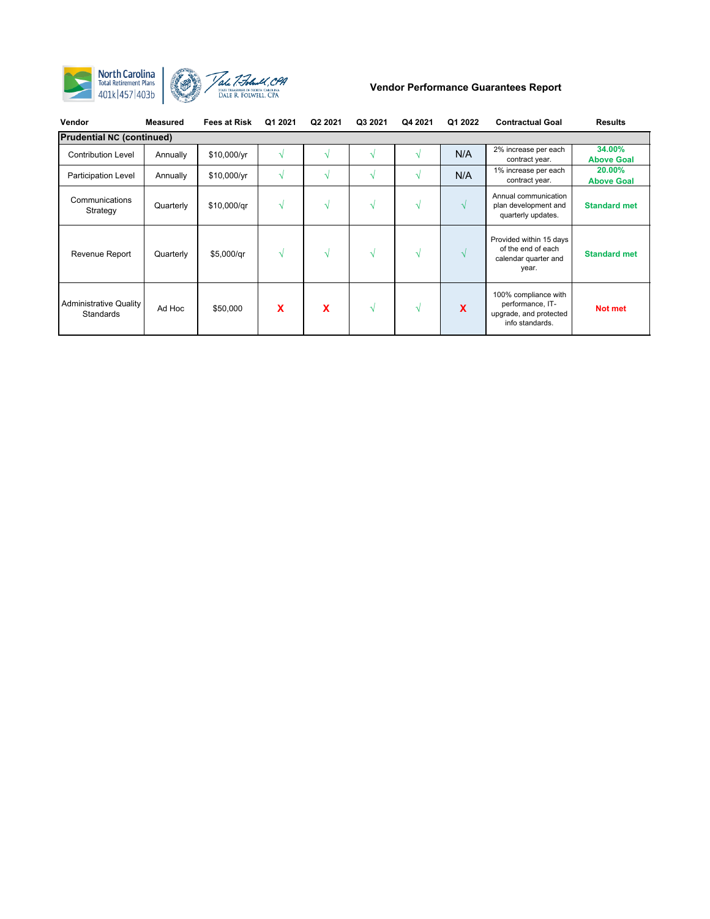## Vendor Performance Guarantees Report

| Vendor | Measured | Fees at Risk | Q1 2021 | Q2 2021 | Q3 2021 | Q4 2021 | Q1 2022 | Contractual Goal | Results |
|---|---|---|---|---|---|---|---|---|---|
| **Prudential NC (continued)** | | | | | | | | | |
| Contribution Level | Annually | $10,000/yr | √ | √ | √ | √ | N/A | 2% increase per each contract year. | **34.00% Above Goal** |
| Participation Level | Annually | $10,000/yr | √ | √ | √ | √ | N/A | 1% increase per each contract year. | **20.00% Above Goal** |
| Communications Strategy | Quarterly | $10,000/qr | √ | √ | √ | √ | √ | Annual communication plan development and quarterly updates. | **Standard met** |
| Revenue Report | Quarterly | $5,000/qr | √ | √ | √ | √ | √ | Provided within 15 days of the end of each calendar quarter and year. | **Standard met** |
| Administrative Quality Standards | Ad Hoc | $50,000 | X | X | √ | √ | X | 100% compliance with performance, IT-upgrade, and protected info standards. | **Not met** |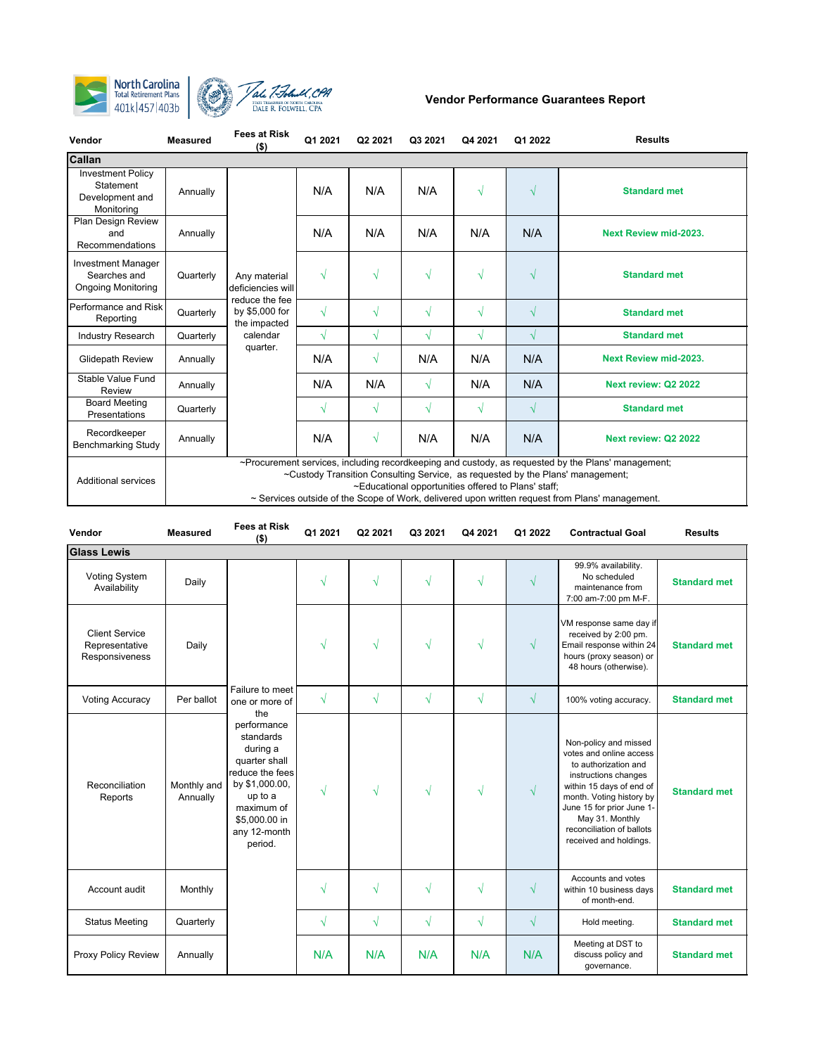North Carolina Total Retirement Plans 401k|457|403b

Dale R. Folwell, CPA — State Treasurer of North Carolina

## Vendor Performance Guarantees Report

| Vendor | Measured | Fees at Risk ($) | Q1 2021 | Q2 2021 | Q3 2021 | Q4 2021 | Q1 2022 | Results |
|---|---|---|---|---|---|---|---|---|
| **Callan** | | | | | | | | |
| Investment Policy Statement Development and Monitoring | Annually | Any material deficiencies will reduce the fee by $5,000 for the impacted calendar quarter. | N/A | N/A | N/A | √ | √ | Standard met |
| Plan Design Review and Recommendations | Annually | | N/A | N/A | N/A | N/A | N/A | Next Review mid-2023. |
| Investment Manager Searches and Ongoing Monitoring | Quarterly | | √ | √ | √ | √ | √ | Standard met |
| Performance and Risk Reporting | Quarterly | | √ | √ | √ | √ | √ | Standard met |
| Industry Research | Quarterly | | √ | √ | √ | √ | √ | Standard met |
| Glidepath Review | Annually | | N/A | √ | N/A | N/A | N/A | Next Review mid-2023. |
| Stable Value Fund Review | Annually | | N/A | N/A | √ | N/A | N/A | Next review: Q2 2022 |
| Board Meeting Presentations | Quarterly | | √ | √ | √ | √ | √ | Standard met |
| Recordkeeper Benchmarking Study | Annually | | N/A | √ | N/A | N/A | N/A | Next review: Q2 2022 |
| Additional services | ~Procurement services, including recordkeeping and custody, as requested by the Plans' management; ~Custody Transition Consulting Service, as requested by the Plans' management; ~Educational opportunities offered to Plans' staff; ~ Services outside of the Scope of Work, delivered upon written request from Plans' management. | | | | | | | |

| Vendor | Measured | Fees at Risk ($) | Q1 2021 | Q2 2021 | Q3 2021 | Q4 2021 | Q1 2022 | Contractual Goal | Results |
|---|---|---|---|---|---|---|---|---|---|
| **Glass Lewis** | | | | | | | | | |
| Voting System Availability | Daily | Failure to meet one or more of the performance standards during a quarter shall reduce the fees by $1,000.00, up to a maximum of $5,000.00 in any 12-month period. | √ | √ | √ | √ | √ | 99.9% availability. No scheduled maintenance from 7:00 am-7:00 pm M-F. | Standard met |
| Client Service Representative Responsiveness | Daily | | √ | √ | √ | √ | √ | VM response same day if received by 2:00 pm. Email response within 24 hours (proxy season) or 48 hours (otherwise). | Standard met |
| Voting Accuracy | Per ballot | | √ | √ | √ | √ | √ | 100% voting accuracy. | Standard met |
| Reconciliation Reports | Monthly and Annually | | √ | √ | √ | √ | √ | Non-policy and missed votes and online access to authorization and instructions changes within 15 days of end of month. Voting history by June 15 for prior June 1-May 31. Monthly reconciliation of ballots received and holdings. | Standard met |
| Account audit | Monthly | | √ | √ | √ | √ | √ | Accounts and votes within 10 business days of month-end. | Standard met |
| Status Meeting | Quarterly | | √ | √ | √ | √ | √ | Hold meeting. | Standard met |
| Proxy Policy Review | Annually | | N/A | N/A | N/A | N/A | N/A | Meeting at DST to discuss policy and governance. | Standard met |